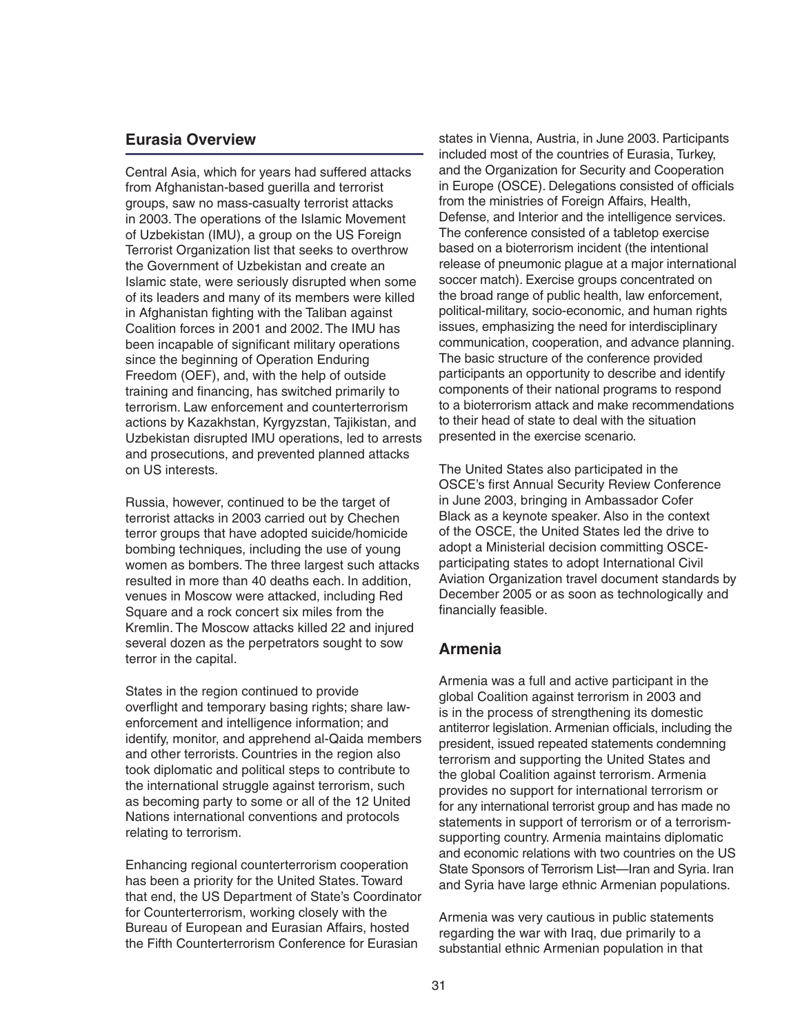## Eurasia Overview

Central Asia, which for years had suffered attacks from Afghanistan-based guerilla and terrorist groups, saw no mass-casualty terrorist attacks in 2003. The operations of the Islamic Movement of Uzbekistan (IMU), a group on the US Foreign Terrorist Organization list that seeks to overthrow the Government of Uzbekistan and create an Islamic state, were seriously disrupted when some of its leaders and many of its members were killed in Afghanistan fighting with the Taliban against Coalition forces in 2001 and 2002. The IMU has been incapable of significant military operations since the beginning of Operation Enduring Freedom (OEF), and, with the help of outside training and financing, has switched primarily to terrorism. Law enforcement and counterterrorism actions by Kazakhstan, Kyrgyzstan, Tajikistan, and Uzbekistan disrupted IMU operations, led to arrests and prosecutions, and prevented planned attacks on US interests.

Russia, however, continued to be the target of terrorist attacks in 2003 carried out by Chechen terror groups that have adopted suicide/homicide bombing techniques, including the use of young women as bombers. The three largest such attacks resulted in more than 40 deaths each. In addition, venues in Moscow were attacked, including Red Square and a rock concert six miles from the Kremlin. The Moscow attacks killed 22 and injured several dozen as the perpetrators sought to sow terror in the capital.

States in the region continued to provide overflight and temporary basing rights; share law-enforcement and intelligence information; and identify, monitor, and apprehend al-Qaida members and other terrorists. Countries in the region also took diplomatic and political steps to contribute to the international struggle against terrorism, such as becoming party to some or all of the 12 United Nations international conventions and protocols relating to terrorism.

Enhancing regional counterterrorism cooperation has been a priority for the United States. Toward that end, the US Department of State's Coordinator for Counterterrorism, working closely with the Bureau of European and Eurasian Affairs, hosted the Fifth Counterterrorism Conference for Eurasian states in Vienna, Austria, in June 2003. Participants included most of the countries of Eurasia, Turkey, and the Organization for Security and Cooperation in Europe (OSCE). Delegations consisted of officials from the ministries of Foreign Affairs, Health, Defense, and Interior and the intelligence services. The conference consisted of a tabletop exercise based on a bioterrorism incident (the intentional release of pneumonic plague at a major international soccer match). Exercise groups concentrated on the broad range of public health, law enforcement, political-military, socio-economic, and human rights issues, emphasizing the need for interdisciplinary communication, cooperation, and advance planning. The basic structure of the conference provided participants an opportunity to describe and identify components of their national programs to respond to a bioterrorism attack and make recommendations to their head of state to deal with the situation presented in the exercise scenario.

The United States also participated in the OSCE's first Annual Security Review Conference in June 2003, bringing in Ambassador Cofer Black as a keynote speaker. Also in the context of the OSCE, the United States led the drive to adopt a Ministerial decision committing OSCE-participating states to adopt International Civil Aviation Organization travel document standards by December 2005 or as soon as technologically and financially feasible.

## Armenia

Armenia was a full and active participant in the global Coalition against terrorism in 2003 and is in the process of strengthening its domestic antiterror legislation. Armenian officials, including the president, issued repeated statements condemning terrorism and supporting the United States and the global Coalition against terrorism. Armenia provides no support for international terrorism or for any international terrorist group and has made no statements in support of terrorism or of a terrorism-supporting country. Armenia maintains diplomatic and economic relations with two countries on the US State Sponsors of Terrorism List—Iran and Syria. Iran and Syria have large ethnic Armenian populations.

Armenia was very cautious in public statements regarding the war with Iraq, due primarily to a substantial ethnic Armenian population in that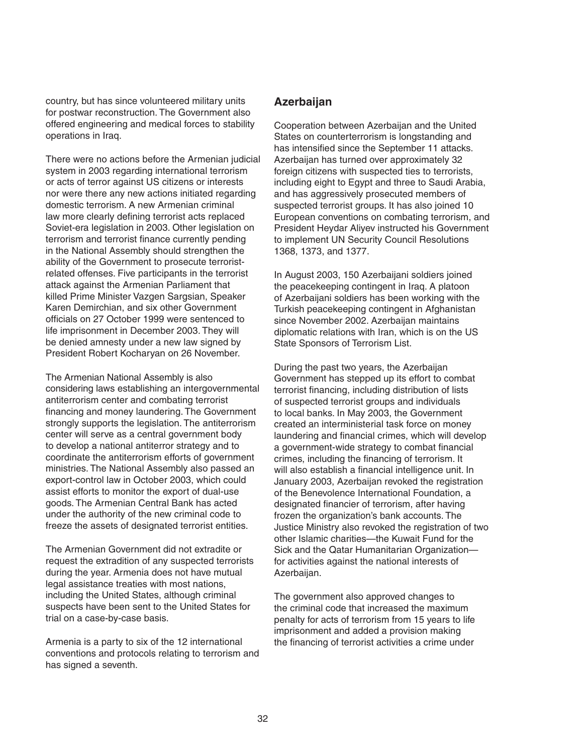country, but has since volunteered military units for postwar reconstruction. The Government also offered engineering and medical forces to stability operations in Iraq.

There were no actions before the Armenian judicial system in 2003 regarding international terrorism or acts of terror against US citizens or interests nor were there any new actions initiated regarding domestic terrorism. A new Armenian criminal law more clearly defining terrorist acts replaced Soviet-era legislation in 2003. Other legislation on terrorism and terrorist finance currently pending in the National Assembly should strengthen the ability of the Government to prosecute terrorist-related offenses. Five participants in the terrorist attack against the Armenian Parliament that killed Prime Minister Vazgen Sargsian, Speaker Karen Demirchian, and six other Government officials on 27 October 1999 were sentenced to life imprisonment in December 2003. They will be denied amnesty under a new law signed by President Robert Kocharyan on 26 November.

The Armenian National Assembly is also considering laws establishing an intergovernmental antiterrorism center and combating terrorist financing and money laundering. The Government strongly supports the legislation. The antiterrorism center will serve as a central government body to develop a national antiterror strategy and to coordinate the antiterrorism efforts of government ministries. The National Assembly also passed an export-control law in October 2003, which could assist efforts to monitor the export of dual-use goods. The Armenian Central Bank has acted under the authority of the new criminal code to freeze the assets of designated terrorist entities.

The Armenian Government did not extradite or request the extradition of any suspected terrorists during the year. Armenia does not have mutual legal assistance treaties with most nations, including the United States, although criminal suspects have been sent to the United States for trial on a case-by-case basis.

Armenia is a party to six of the 12 international conventions and protocols relating to terrorism and has signed a seventh.

## Azerbaijan

Cooperation between Azerbaijan and the United States on counterterrorism is longstanding and has intensified since the September 11 attacks. Azerbaijan has turned over approximately 32 foreign citizens with suspected ties to terrorists, including eight to Egypt and three to Saudi Arabia, and has aggressively prosecuted members of suspected terrorist groups. It has also joined 10 European conventions on combating terrorism, and President Heydar Aliyev instructed his Government to implement UN Security Council Resolutions 1368, 1373, and 1377.

In August 2003, 150 Azerbaijani soldiers joined the peacekeeping contingent in Iraq. A platoon of Azerbaijani soldiers has been working with the Turkish peacekeeping contingent in Afghanistan since November 2002. Azerbaijan maintains diplomatic relations with Iran, which is on the US State Sponsors of Terrorism List.

During the past two years, the Azerbaijan Government has stepped up its effort to combat terrorist financing, including distribution of lists of suspected terrorist groups and individuals to local banks. In May 2003, the Government created an interministerial task force on money laundering and financial crimes, which will develop a government-wide strategy to combat financial crimes, including the financing of terrorism. It will also establish a financial intelligence unit. In January 2003, Azerbaijan revoked the registration of the Benevolence International Foundation, a designated financier of terrorism, after having frozen the organization's bank accounts. The Justice Ministry also revoked the registration of two other Islamic charities—the Kuwait Fund for the Sick and the Qatar Humanitarian Organization—for activities against the national interests of Azerbaijan.

The government also approved changes to the criminal code that increased the maximum penalty for acts of terrorism from 15 years to life imprisonment and added a provision making the financing of terrorist activities a crime under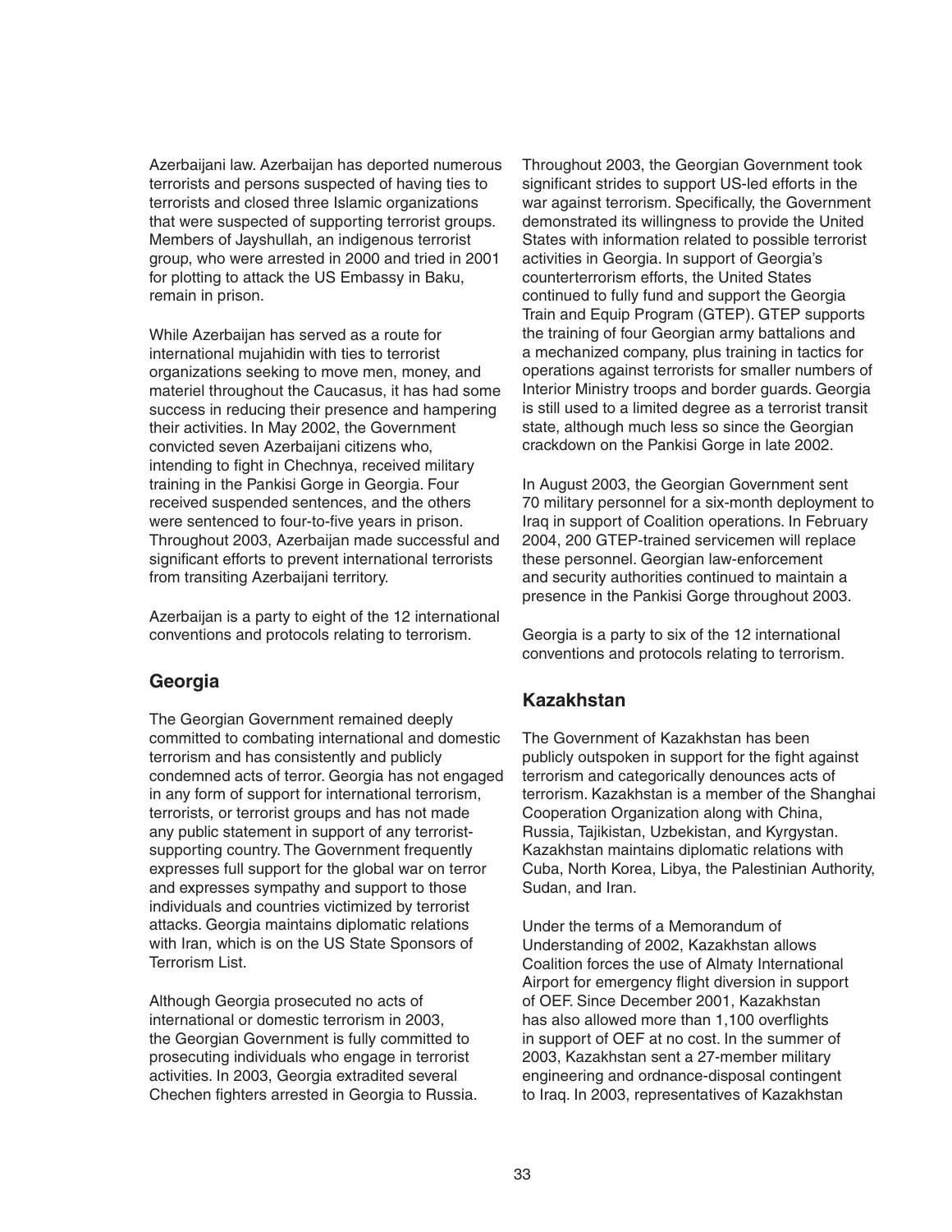Azerbaijani law. Azerbaijan has deported numerous terrorists and persons suspected of having ties to terrorists and closed three Islamic organizations that were suspected of supporting terrorist groups. Members of Jayshullah, an indigenous terrorist group, who were arrested in 2000 and tried in 2001 for plotting to attack the US Embassy in Baku, remain in prison.

While Azerbaijan has served as a route for international mujahidin with ties to terrorist organizations seeking to move men, money, and materiel throughout the Caucasus, it has had some success in reducing their presence and hampering their activities. In May 2002, the Government convicted seven Azerbaijani citizens who, intending to fight in Chechnya, received military training in the Pankisi Gorge in Georgia. Four received suspended sentences, and the others were sentenced to four-to-five years in prison. Throughout 2003, Azerbaijan made successful and significant efforts to prevent international terrorists from transiting Azerbaijani territory.

Azerbaijan is a party to eight of the 12 international conventions and protocols relating to terrorism.

## Georgia

The Georgian Government remained deeply committed to combating international and domestic terrorism and has consistently and publicly condemned acts of terror. Georgia has not engaged in any form of support for international terrorism, terrorists, or terrorist groups and has not made any public statement in support of any terrorist-supporting country. The Government frequently expresses full support for the global war on terror and expresses sympathy and support to those individuals and countries victimized by terrorist attacks. Georgia maintains diplomatic relations with Iran, which is on the US State Sponsors of Terrorism List.

Although Georgia prosecuted no acts of international or domestic terrorism in 2003, the Georgian Government is fully committed to prosecuting individuals who engage in terrorist activities. In 2003, Georgia extradited several Chechen fighters arrested in Georgia to Russia. Throughout 2003, the Georgian Government took significant strides to support US-led efforts in the war against terrorism. Specifically, the Government demonstrated its willingness to provide the United States with information related to possible terrorist activities in Georgia. In support of Georgia's counterterrorism efforts, the United States continued to fully fund and support the Georgia Train and Equip Program (GTEP). GTEP supports the training of four Georgian army battalions and a mechanized company, plus training in tactics for operations against terrorists for smaller numbers of Interior Ministry troops and border guards. Georgia is still used to a limited degree as a terrorist transit state, although much less so since the Georgian crackdown on the Pankisi Gorge in late 2002.

In August 2003, the Georgian Government sent 70 military personnel for a six-month deployment to Iraq in support of Coalition operations. In February 2004, 200 GTEP-trained servicemen will replace these personnel. Georgian law-enforcement and security authorities continued to maintain a presence in the Pankisi Gorge throughout 2003.

Georgia is a party to six of the 12 international conventions and protocols relating to terrorism.

## Kazakhstan

The Government of Kazakhstan has been publicly outspoken in support for the fight against terrorism and categorically denounces acts of terrorism. Kazakhstan is a member of the Shanghai Cooperation Organization along with China, Russia, Tajikistan, Uzbekistan, and Kyrgystan. Kazakhstan maintains diplomatic relations with Cuba, North Korea, Libya, the Palestinian Authority, Sudan, and Iran.

Under the terms of a Memorandum of Understanding of 2002, Kazakhstan allows Coalition forces the use of Almaty International Airport for emergency flight diversion in support of OEF. Since December 2001, Kazakhstan has also allowed more than 1,100 overflights in support of OEF at no cost. In the summer of 2003, Kazakhstan sent a 27-member military engineering and ordnance-disposal contingent to Iraq. In 2003, representatives of Kazakhstan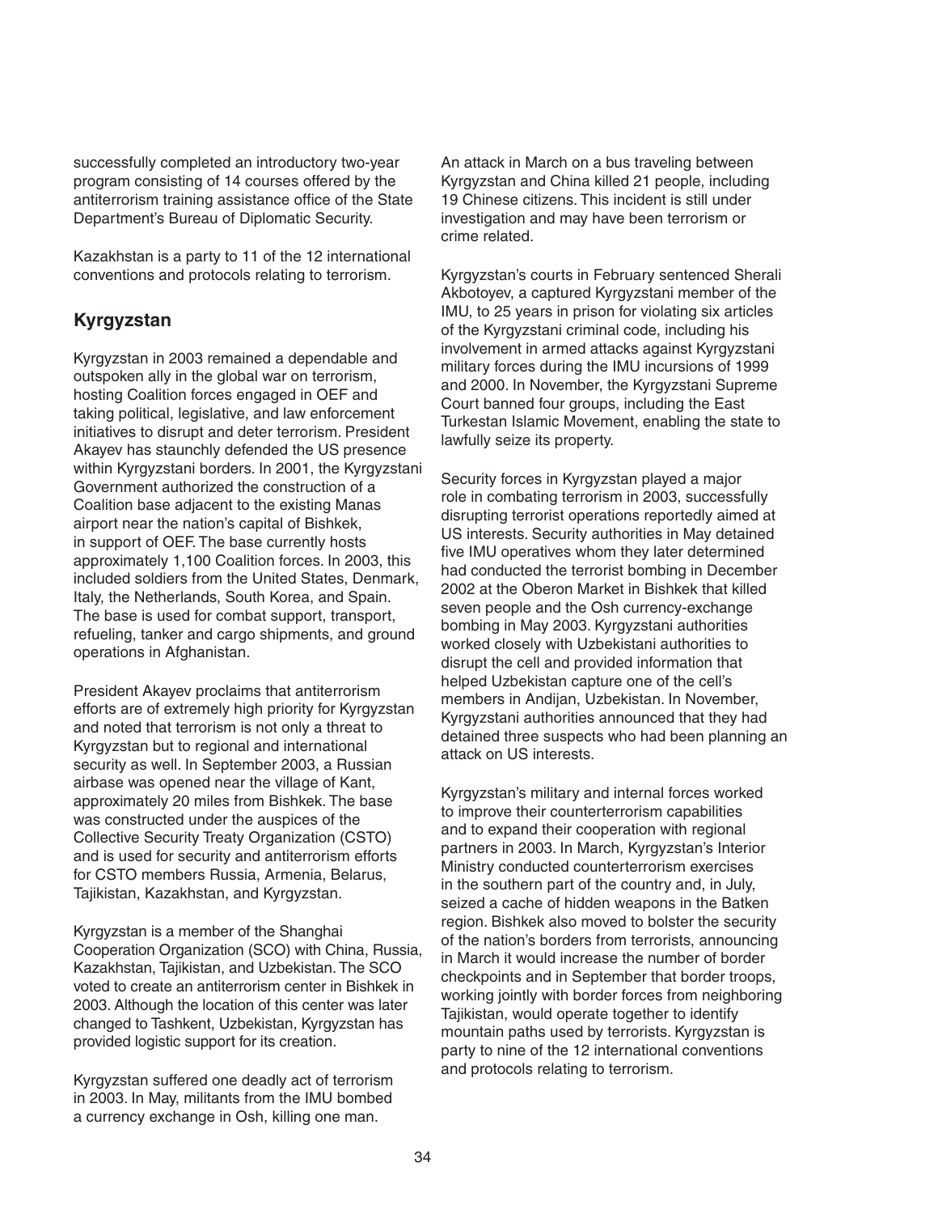successfully completed an introductory two-year program consisting of 14 courses offered by the antiterrorism training assistance office of the State Department's Bureau of Diplomatic Security.

Kazakhstan is a party to 11 of the 12 international conventions and protocols relating to terrorism.

## Kyrgyzstan

Kyrgyzstan in 2003 remained a dependable and outspoken ally in the global war on terrorism, hosting Coalition forces engaged in OEF and taking political, legislative, and law enforcement initiatives to disrupt and deter terrorism. President Akayev has staunchly defended the US presence within Kyrgyzstani borders. In 2001, the Kyrgyzstani Government authorized the construction of a Coalition base adjacent to the existing Manas airport near the nation's capital of Bishkek, in support of OEF. The base currently hosts approximately 1,100 Coalition forces. In 2003, this included soldiers from the United States, Denmark, Italy, the Netherlands, South Korea, and Spain. The base is used for combat support, transport, refueling, tanker and cargo shipments, and ground operations in Afghanistan.

President Akayev proclaims that antiterrorism efforts are of extremely high priority for Kyrgyzstan and noted that terrorism is not only a threat to Kyrgyzstan but to regional and international security as well. In September 2003, a Russian airbase was opened near the village of Kant, approximately 20 miles from Bishkek. The base was constructed under the auspices of the Collective Security Treaty Organization (CSTO) and is used for security and antiterrorism efforts for CSTO members Russia, Armenia, Belarus, Tajikistan, Kazakhstan, and Kyrgyzstan.

Kyrgyzstan is a member of the Shanghai Cooperation Organization (SCO) with China, Russia, Kazakhstan, Tajikistan, and Uzbekistan. The SCO voted to create an antiterrorism center in Bishkek in 2003. Although the location of this center was later changed to Tashkent, Uzbekistan, Kyrgyzstan has provided logistic support for its creation.

Kyrgyzstan suffered one deadly act of terrorism in 2003. In May, militants from the IMU bombed a currency exchange in Osh, killing one man. An attack in March on a bus traveling between Kyrgyzstan and China killed 21 people, including 19 Chinese citizens. This incident is still under investigation and may have been terrorism or crime related.

Kyrgyzstan's courts in February sentenced Sherali Akbotoyev, a captured Kyrgyzstani member of the IMU, to 25 years in prison for violating six articles of the Kyrgyzstani criminal code, including his involvement in armed attacks against Kyrgyzstani military forces during the IMU incursions of 1999 and 2000. In November, the Kyrgyzstani Supreme Court banned four groups, including the East Turkestan Islamic Movement, enabling the state to lawfully seize its property.

Security forces in Kyrgyzstan played a major role in combating terrorism in 2003, successfully disrupting terrorist operations reportedly aimed at US interests. Security authorities in May detained five IMU operatives whom they later determined had conducted the terrorist bombing in December 2002 at the Oberon Market in Bishkek that killed seven people and the Osh currency-exchange bombing in May 2003. Kyrgyzstani authorities worked closely with Uzbekistani authorities to disrupt the cell and provided information that helped Uzbekistan capture one of the cell's members in Andijan, Uzbekistan. In November, Kyrgyzstani authorities announced that they had detained three suspects who had been planning an attack on US interests.

Kyrgyzstan's military and internal forces worked to improve their counterterrorism capabilities and to expand their cooperation with regional partners in 2003. In March, Kyrgyzstan's Interior Ministry conducted counterterrorism exercises in the southern part of the country and, in July, seized a cache of hidden weapons in the Batken region. Bishkek also moved to bolster the security of the nation's borders from terrorists, announcing in March it would increase the number of border checkpoints and in September that border troops, working jointly with border forces from neighboring Tajikistan, would operate together to identify mountain paths used by terrorists. Kyrgyzstan is party to nine of the 12 international conventions and protocols relating to terrorism.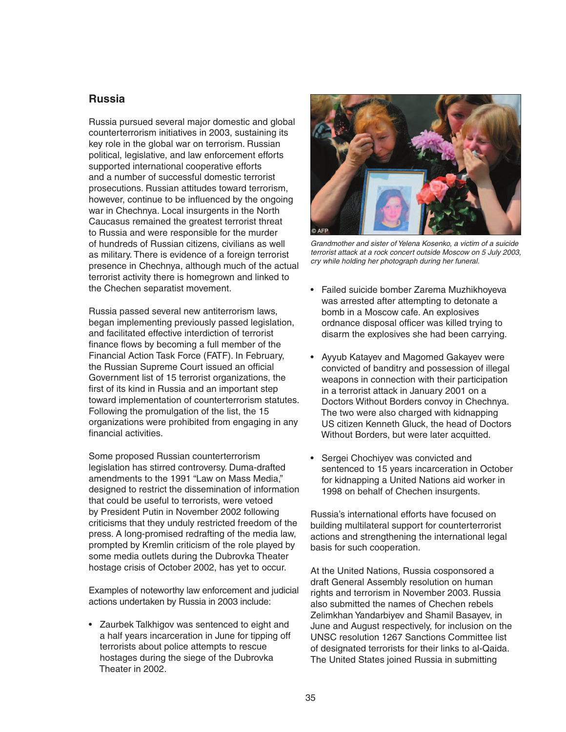## Russia

Russia pursued several major domestic and global counterterrorism initiatives in 2003, sustaining its key role in the global war on terrorism. Russian political, legislative, and law enforcement efforts supported international cooperative efforts and a number of successful domestic terrorist prosecutions. Russian attitudes toward terrorism, however, continue to be influenced by the ongoing war in Chechnya. Local insurgents in the North Caucasus remained the greatest terrorist threat to Russia and were responsible for the murder of hundreds of Russian citizens, civilians as well as military. There is evidence of a foreign terrorist presence in Chechnya, although much of the actual terrorist activity there is homegrown and linked to the Chechen separatist movement.

Russia passed several new antiterrorism laws, began implementing previously passed legislation, and facilitated effective interdiction of terrorist finance flows by becoming a full member of the Financial Action Task Force (FATF). In February, the Russian Supreme Court issued an official Government list of 15 terrorist organizations, the first of its kind in Russia and an important step toward implementation of counterterrorism statutes. Following the promulgation of the list, the 15 organizations were prohibited from engaging in any financial activities.

Some proposed Russian counterterrorism legislation has stirred controversy. Duma-drafted amendments to the 1991 "Law on Mass Media," designed to restrict the dissemination of information that could be useful to terrorists, were vetoed by President Putin in November 2002 following criticisms that they unduly restricted freedom of the press. A long-promised redrafting of the media law, prompted by Kremlin criticism of the role played by some media outlets during the Dubrovka Theater hostage crisis of October 2002, has yet to occur.

Examples of noteworthy law enforcement and judicial actions undertaken by Russia in 2003 include:

- Zaurbek Talkhigov was sentenced to eight and a half years incarceration in June for tipping off terrorists about police attempts to rescue hostages during the siege of the Dubrovka Theater in 2002.

*Grandmother and sister of Yelena Kosenko, a victim of a suicide terrorist attack at a rock concert outside Moscow on 5 July 2003, cry while holding her photograph during her funeral.*

- Failed suicide bomber Zarema Muzhikhoyeva was arrested after attempting to detonate a bomb in a Moscow cafe. An explosives ordnance disposal officer was killed trying to disarm the explosives she had been carrying.

- Ayyub Katayev and Magomed Gakayev were convicted of banditry and possession of illegal weapons in connection with their participation in a terrorist attack in January 2001 on a Doctors Without Borders convoy in Chechnya. The two were also charged with kidnapping US citizen Kenneth Gluck, the head of Doctors Without Borders, but were later acquitted.

- Sergei Chochiyev was convicted and sentenced to 15 years incarceration in October for kidnapping a United Nations aid worker in 1998 on behalf of Chechen insurgents.

Russia's international efforts have focused on building multilateral support for counterterrorist actions and strengthening the international legal basis for such cooperation.

At the United Nations, Russia cosponsored a draft General Assembly resolution on human rights and terrorism in November 2003. Russia also submitted the names of Chechen rebels Zelimkhan Yandarbiyev and Shamil Basayev, in June and August respectively, for inclusion on the UNSC resolution 1267 Sanctions Committee list of designated terrorists for their links to al-Qaida. The United States joined Russia in submitting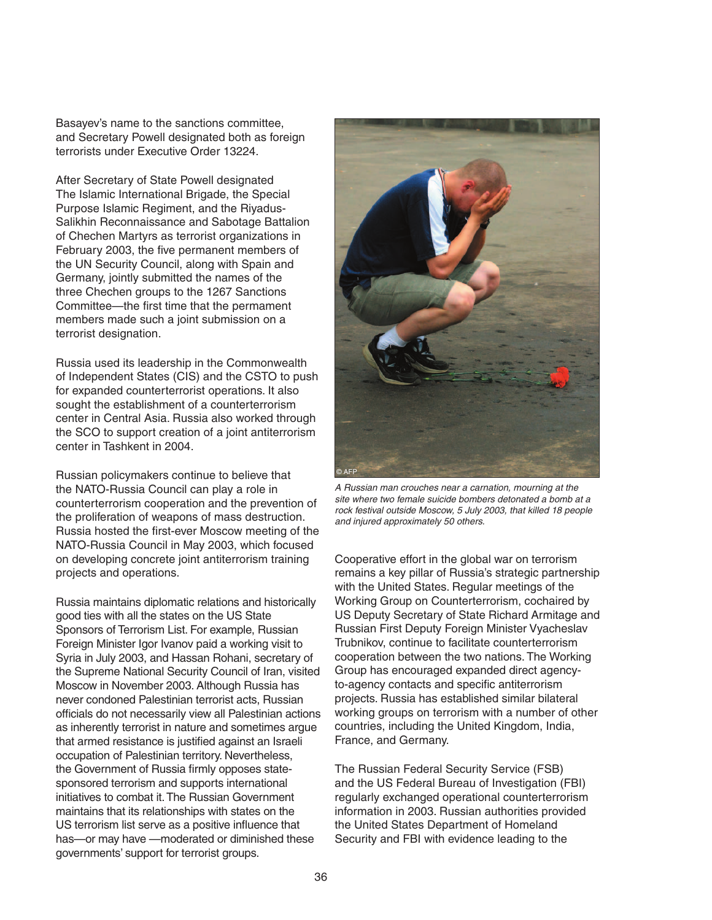Basayev's name to the sanctions committee, and Secretary Powell designated both as foreign terrorists under Executive Order 13224.

After Secretary of State Powell designated The Islamic International Brigade, the Special Purpose Islamic Regiment, and the Riyadus-Salikhin Reconnaissance and Sabotage Battalion of Chechen Martyrs as terrorist organizations in February 2003, the five permanent members of the UN Security Council, along with Spain and Germany, jointly submitted the names of the three Chechen groups to the 1267 Sanctions Committee—the first time that the permament members made such a joint submission on a terrorist designation.

Russia used its leadership in the Commonwealth of Independent States (CIS) and the CSTO to push for expanded counterterrorist operations. It also sought the establishment of a counterterrorism center in Central Asia. Russia also worked through the SCO to support creation of a joint antiterrorism center in Tashkent in 2004.

Russian policymakers continue to believe that the NATO-Russia Council can play a role in counterterrorism cooperation and the prevention of the proliferation of weapons of mass destruction. Russia hosted the first-ever Moscow meeting of the NATO-Russia Council in May 2003, which focused on developing concrete joint antiterrorism training projects and operations.

Russia maintains diplomatic relations and historically good ties with all the states on the US State Sponsors of Terrorism List. For example, Russian Foreign Minister Igor Ivanov paid a working visit to Syria in July 2003, and Hassan Rohani, secretary of the Supreme National Security Council of Iran, visited Moscow in November 2003. Although Russia has never condoned Palestinian terrorist acts, Russian officials do not necessarily view all Palestinian actions as inherently terrorist in nature and sometimes argue that armed resistance is justified against an Israeli occupation of Palestinian territory. Nevertheless, the Government of Russia firmly opposes state-sponsored terrorism and supports international initiatives to combat it. The Russian Government maintains that its relationships with states on the US terrorism list serve as a positive influence that has—or may have —moderated or diminished these governments' support for terrorist groups.

© AFP

*A Russian man crouches near a carnation, mourning at the site where two female suicide bombers detonated a bomb at a rock festival outside Moscow, 5 July 2003, that killed 18 people and injured approximately 50 others.*

Cooperative effort in the global war on terrorism remains a key pillar of Russia's strategic partnership with the United States. Regular meetings of the Working Group on Counterterrorism, cochaired by US Deputy Secretary of State Richard Armitage and Russian First Deputy Foreign Minister Vyacheslav Trubnikov, continue to facilitate counterterrorism cooperation between the two nations. The Working Group has encouraged expanded direct agency-to-agency contacts and specific antiterrorism projects. Russia has established similar bilateral working groups on terrorism with a number of other countries, including the United Kingdom, India, France, and Germany.

The Russian Federal Security Service (FSB) and the US Federal Bureau of Investigation (FBI) regularly exchanged operational counterterrorism information in 2003. Russian authorities provided the United States Department of Homeland Security and FBI with evidence leading to the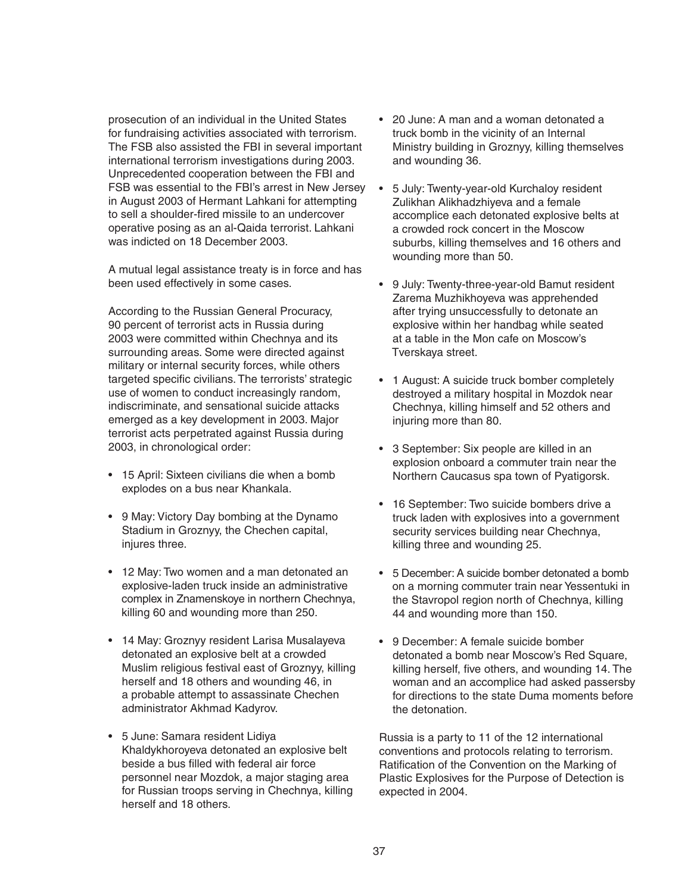prosecution of an individual in the United States for fundraising activities associated with terrorism. The FSB also assisted the FBI in several important international terrorism investigations during 2003. Unprecedented cooperation between the FBI and FSB was essential to the FBI's arrest in New Jersey in August 2003 of Hermant Lahkani for attempting to sell a shoulder-fired missile to an undercover operative posing as an al-Qaida terrorist. Lahkani was indicted on 18 December 2003.

A mutual legal assistance treaty is in force and has been used effectively in some cases.

According to the Russian General Procuracy, 90 percent of terrorist acts in Russia during 2003 were committed within Chechnya and its surrounding areas. Some were directed against military or internal security forces, while others targeted specific civilians. The terrorists' strategic use of women to conduct increasingly random, indiscriminate, and sensational suicide attacks emerged as a key development in 2003. Major terrorist acts perpetrated against Russia during 2003, in chronological order:

- 15 April: Sixteen civilians die when a bomb explodes on a bus near Khankala.
- 9 May: Victory Day bombing at the Dynamo Stadium in Groznyy, the Chechen capital, injures three.
- 12 May: Two women and a man detonated an explosive-laden truck inside an administrative complex in Znamenskoye in northern Chechnya, killing 60 and wounding more than 250.
- 14 May: Groznyy resident Larisa Musalayeva detonated an explosive belt at a crowded Muslim religious festival east of Groznyy, killing herself and 18 others and wounding 46, in a probable attempt to assassinate Chechen administrator Akhmad Kadyrov.
- 5 June: Samara resident Lidiya Khaldykhoroyeva detonated an explosive belt beside a bus filled with federal air force personnel near Mozdok, a major staging area for Russian troops serving in Chechnya, killing herself and 18 others.
- 20 June: A man and a woman detonated a truck bomb in the vicinity of an Internal Ministry building in Groznyy, killing themselves and wounding 36.
- 5 July: Twenty-year-old Kurchaloy resident Zulikhan Alikhadzhiyeva and a female accomplice each detonated explosive belts at a crowded rock concert in the Moscow suburbs, killing themselves and 16 others and wounding more than 50.
- 9 July: Twenty-three-year-old Bamut resident Zarema Muzhikhoyeva was apprehended after trying unsuccessfully to detonate an explosive within her handbag while seated at a table in the Mon cafe on Moscow's Tverskaya street.
- 1 August: A suicide truck bomber completely destroyed a military hospital in Mozdok near Chechnya, killing himself and 52 others and injuring more than 80.
- 3 September: Six people are killed in an explosion onboard a commuter train near the Northern Caucasus spa town of Pyatigorsk.
- 16 September: Two suicide bombers drive a truck laden with explosives into a government security services building near Chechnya, killing three and wounding 25.
- 5 December: A suicide bomber detonated a bomb on a morning commuter train near Yessentuki in the Stavropol region north of Chechnya, killing 44 and wounding more than 150.
- 9 December: A female suicide bomber detonated a bomb near Moscow's Red Square, killing herself, five others, and wounding 14. The woman and an accomplice had asked passersby for directions to the state Duma moments before the detonation.

Russia is a party to 11 of the 12 international conventions and protocols relating to terrorism. Ratification of the Convention on the Marking of Plastic Explosives for the Purpose of Detection is expected in 2004.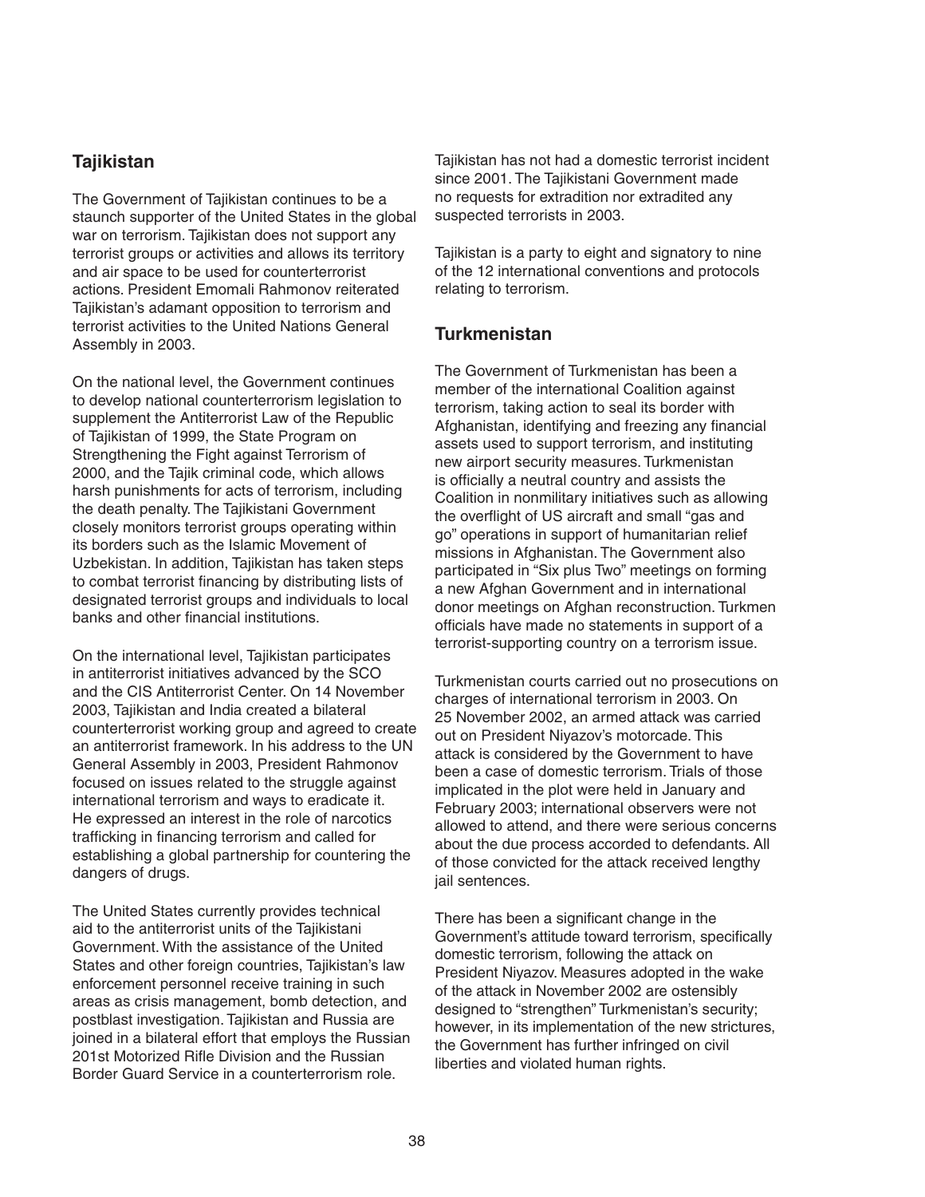## Tajikistan

The Government of Tajikistan continues to be a staunch supporter of the United States in the global war on terrorism. Tajikistan does not support any terrorist groups or activities and allows its territory and air space to be used for counterterrorist actions. President Emomali Rahmonov reiterated Tajikistan's adamant opposition to terrorism and terrorist activities to the United Nations General Assembly in 2003.

On the national level, the Government continues to develop national counterterrorism legislation to supplement the Antiterrorist Law of the Republic of Tajikistan of 1999, the State Program on Strengthening the Fight against Terrorism of 2000, and the Tajik criminal code, which allows harsh punishments for acts of terrorism, including the death penalty. The Tajikistani Government closely monitors terrorist groups operating within its borders such as the Islamic Movement of Uzbekistan. In addition, Tajikistan has taken steps to combat terrorist financing by distributing lists of designated terrorist groups and individuals to local banks and other financial institutions.

On the international level, Tajikistan participates in antiterrorist initiatives advanced by the SCO and the CIS Antiterrorist Center. On 14 November 2003, Tajikistan and India created a bilateral counterterrorist working group and agreed to create an antiterrorist framework. In his address to the UN General Assembly in 2003, President Rahmonov focused on issues related to the struggle against international terrorism and ways to eradicate it. He expressed an interest in the role of narcotics trafficking in financing terrorism and called for establishing a global partnership for countering the dangers of drugs.

The United States currently provides technical aid to the antiterrorist units of the Tajikistani Government. With the assistance of the United States and other foreign countries, Tajikistan's law enforcement personnel receive training in such areas as crisis management, bomb detection, and postblast investigation. Tajikistan and Russia are joined in a bilateral effort that employs the Russian 201st Motorized Rifle Division and the Russian Border Guard Service in a counterterrorism role.

Tajikistan has not had a domestic terrorist incident since 2001. The Tajikistani Government made no requests for extradition nor extradited any suspected terrorists in 2003.

Tajikistan is a party to eight and signatory to nine of the 12 international conventions and protocols relating to terrorism.

## Turkmenistan

The Government of Turkmenistan has been a member of the international Coalition against terrorism, taking action to seal its border with Afghanistan, identifying and freezing any financial assets used to support terrorism, and instituting new airport security measures. Turkmenistan is officially a neutral country and assists the Coalition in nonmilitary initiatives such as allowing the overflight of US aircraft and small "gas and go" operations in support of humanitarian relief missions in Afghanistan. The Government also participated in "Six plus Two" meetings on forming a new Afghan Government and in international donor meetings on Afghan reconstruction. Turkmen officials have made no statements in support of a terrorist-supporting country on a terrorism issue.

Turkmenistan courts carried out no prosecutions on charges of international terrorism in 2003. On 25 November 2002, an armed attack was carried out on President Niyazov's motorcade. This attack is considered by the Government to have been a case of domestic terrorism. Trials of those implicated in the plot were held in January and February 2003; international observers were not allowed to attend, and there were serious concerns about the due process accorded to defendants. All of those convicted for the attack received lengthy jail sentences.

There has been a significant change in the Government's attitude toward terrorism, specifically domestic terrorism, following the attack on President Niyazov. Measures adopted in the wake of the attack in November 2002 are ostensibly designed to "strengthen" Turkmenistan's security; however, in its implementation of the new strictures, the Government has further infringed on civil liberties and violated human rights.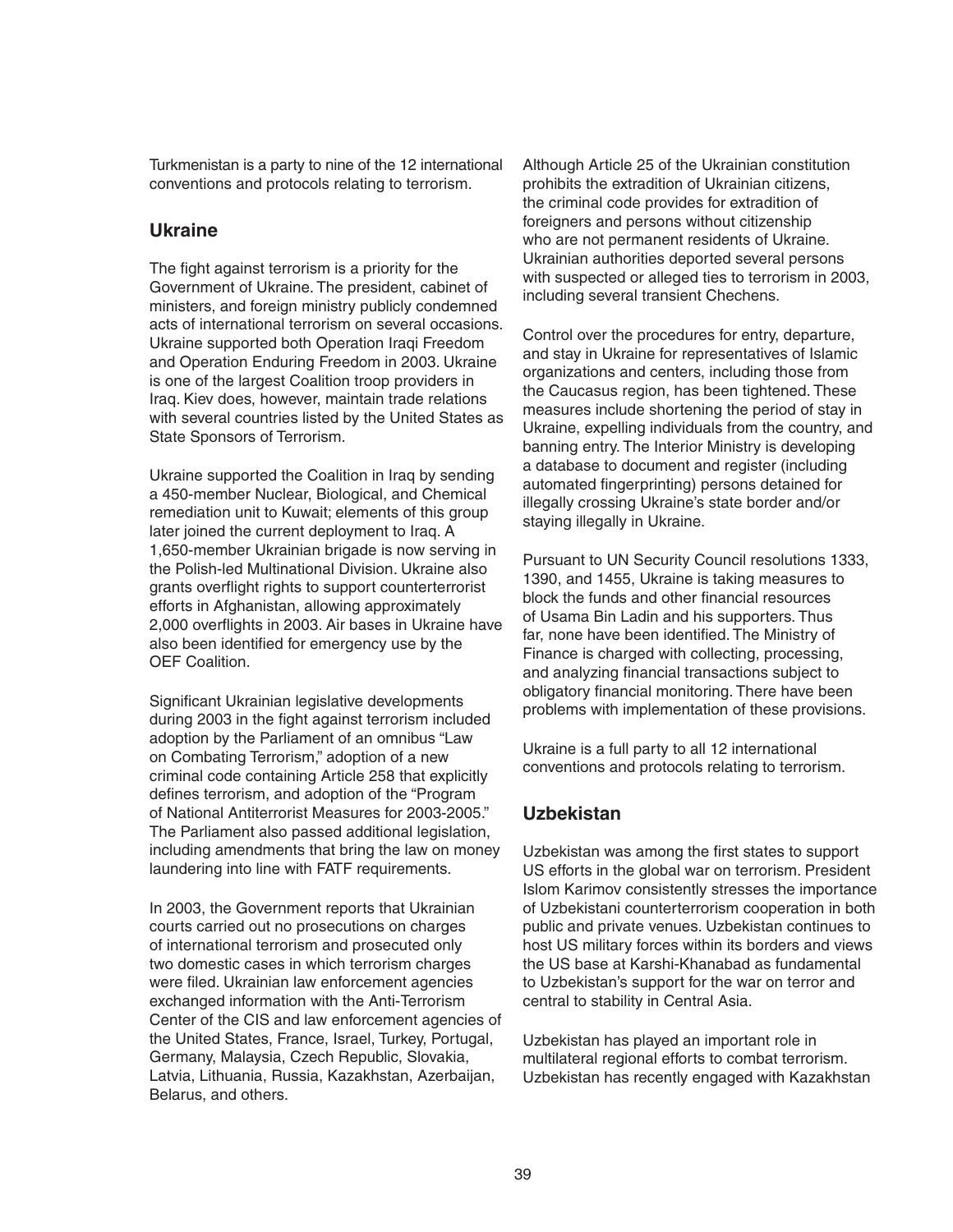Turkmenistan is a party to nine of the 12 international conventions and protocols relating to terrorism.

## Ukraine

The fight against terrorism is a priority for the Government of Ukraine. The president, cabinet of ministers, and foreign ministry publicly condemned acts of international terrorism on several occasions. Ukraine supported both Operation Iraqi Freedom and Operation Enduring Freedom in 2003. Ukraine is one of the largest Coalition troop providers in Iraq. Kiev does, however, maintain trade relations with several countries listed by the United States as State Sponsors of Terrorism.

Ukraine supported the Coalition in Iraq by sending a 450-member Nuclear, Biological, and Chemical remediation unit to Kuwait; elements of this group later joined the current deployment to Iraq. A 1,650-member Ukrainian brigade is now serving in the Polish-led Multinational Division. Ukraine also grants overflight rights to support counterterrorist efforts in Afghanistan, allowing approximately 2,000 overflights in 2003. Air bases in Ukraine have also been identified for emergency use by the OEF Coalition.

Significant Ukrainian legislative developments during 2003 in the fight against terrorism included adoption by the Parliament of an omnibus "Law on Combating Terrorism," adoption of a new criminal code containing Article 258 that explicitly defines terrorism, and adoption of the "Program of National Antiterrorist Measures for 2003-2005." The Parliament also passed additional legislation, including amendments that bring the law on money laundering into line with FATF requirements.

In 2003, the Government reports that Ukrainian courts carried out no prosecutions on charges of international terrorism and prosecuted only two domestic cases in which terrorism charges were filed. Ukrainian law enforcement agencies exchanged information with the Anti-Terrorism Center of the CIS and law enforcement agencies of the United States, France, Israel, Turkey, Portugal, Germany, Malaysia, Czech Republic, Slovakia, Latvia, Lithuania, Russia, Kazakhstan, Azerbaijan, Belarus, and others.

Although Article 25 of the Ukrainian constitution prohibits the extradition of Ukrainian citizens, the criminal code provides for extradition of foreigners and persons without citizenship who are not permanent residents of Ukraine. Ukrainian authorities deported several persons with suspected or alleged ties to terrorism in 2003, including several transient Chechens.

Control over the procedures for entry, departure, and stay in Ukraine for representatives of Islamic organizations and centers, including those from the Caucasus region, has been tightened. These measures include shortening the period of stay in Ukraine, expelling individuals from the country, and banning entry. The Interior Ministry is developing a database to document and register (including automated fingerprinting) persons detained for illegally crossing Ukraine's state border and/or staying illegally in Ukraine.

Pursuant to UN Security Council resolutions 1333, 1390, and 1455, Ukraine is taking measures to block the funds and other financial resources of Usama Bin Ladin and his supporters. Thus far, none have been identified. The Ministry of Finance is charged with collecting, processing, and analyzing financial transactions subject to obligatory financial monitoring. There have been problems with implementation of these provisions.

Ukraine is a full party to all 12 international conventions and protocols relating to terrorism.

## Uzbekistan

Uzbekistan was among the first states to support US efforts in the global war on terrorism. President Islom Karimov consistently stresses the importance of Uzbekistani counterterrorism cooperation in both public and private venues. Uzbekistan continues to host US military forces within its borders and views the US base at Karshi-Khanabad as fundamental to Uzbekistan's support for the war on terror and central to stability in Central Asia.

Uzbekistan has played an important role in multilateral regional efforts to combat terrorism. Uzbekistan has recently engaged with Kazakhstan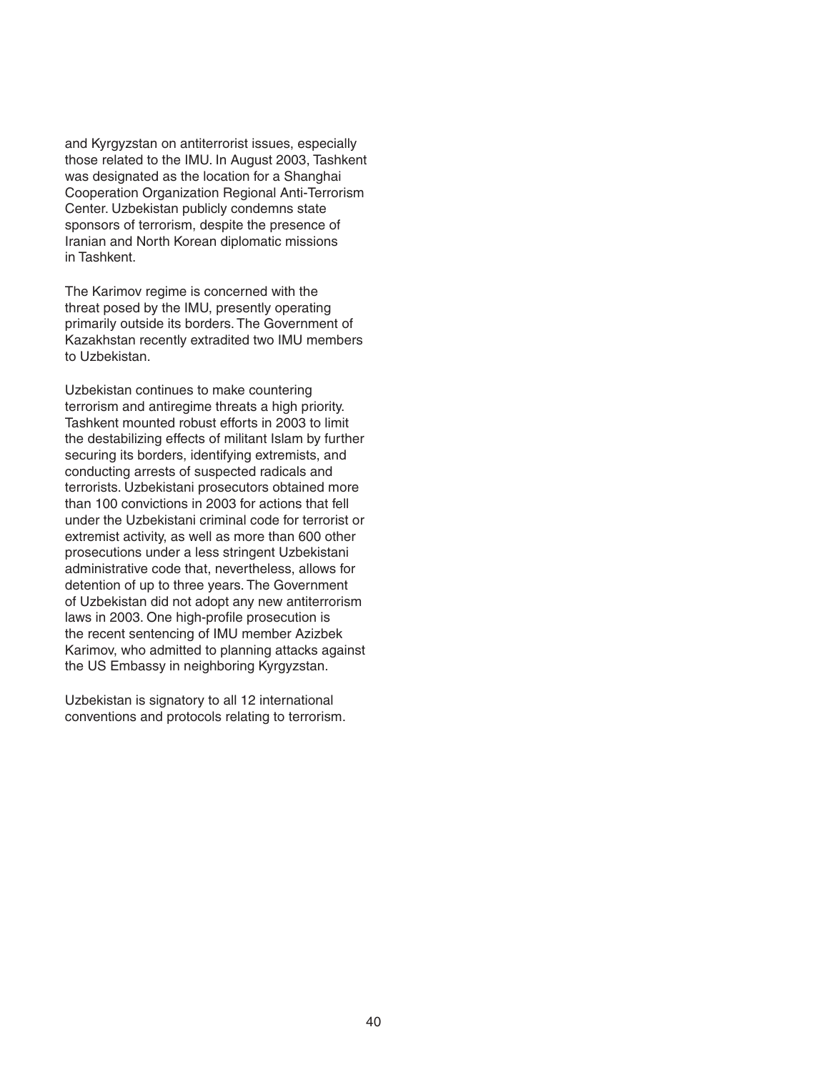and Kyrgyzstan on antiterrorist issues, especially those related to the IMU. In August 2003, Tashkent was designated as the location for a Shanghai Cooperation Organization Regional Anti-Terrorism Center. Uzbekistan publicly condemns state sponsors of terrorism, despite the presence of Iranian and North Korean diplomatic missions in Tashkent.

The Karimov regime is concerned with the threat posed by the IMU, presently operating primarily outside its borders. The Government of Kazakhstan recently extradited two IMU members to Uzbekistan.

Uzbekistan continues to make countering terrorism and antiregime threats a high priority. Tashkent mounted robust efforts in 2003 to limit the destabilizing effects of militant Islam by further securing its borders, identifying extremists, and conducting arrests of suspected radicals and terrorists. Uzbekistani prosecutors obtained more than 100 convictions in 2003 for actions that fell under the Uzbekistani criminal code for terrorist or extremist activity, as well as more than 600 other prosecutions under a less stringent Uzbekistani administrative code that, nevertheless, allows for detention of up to three years. The Government of Uzbekistan did not adopt any new antiterrorism laws in 2003. One high-profile prosecution is the recent sentencing of IMU member Azizbek Karimov, who admitted to planning attacks against the US Embassy in neighboring Kyrgyzstan.

Uzbekistan is signatory to all 12 international conventions and protocols relating to terrorism.